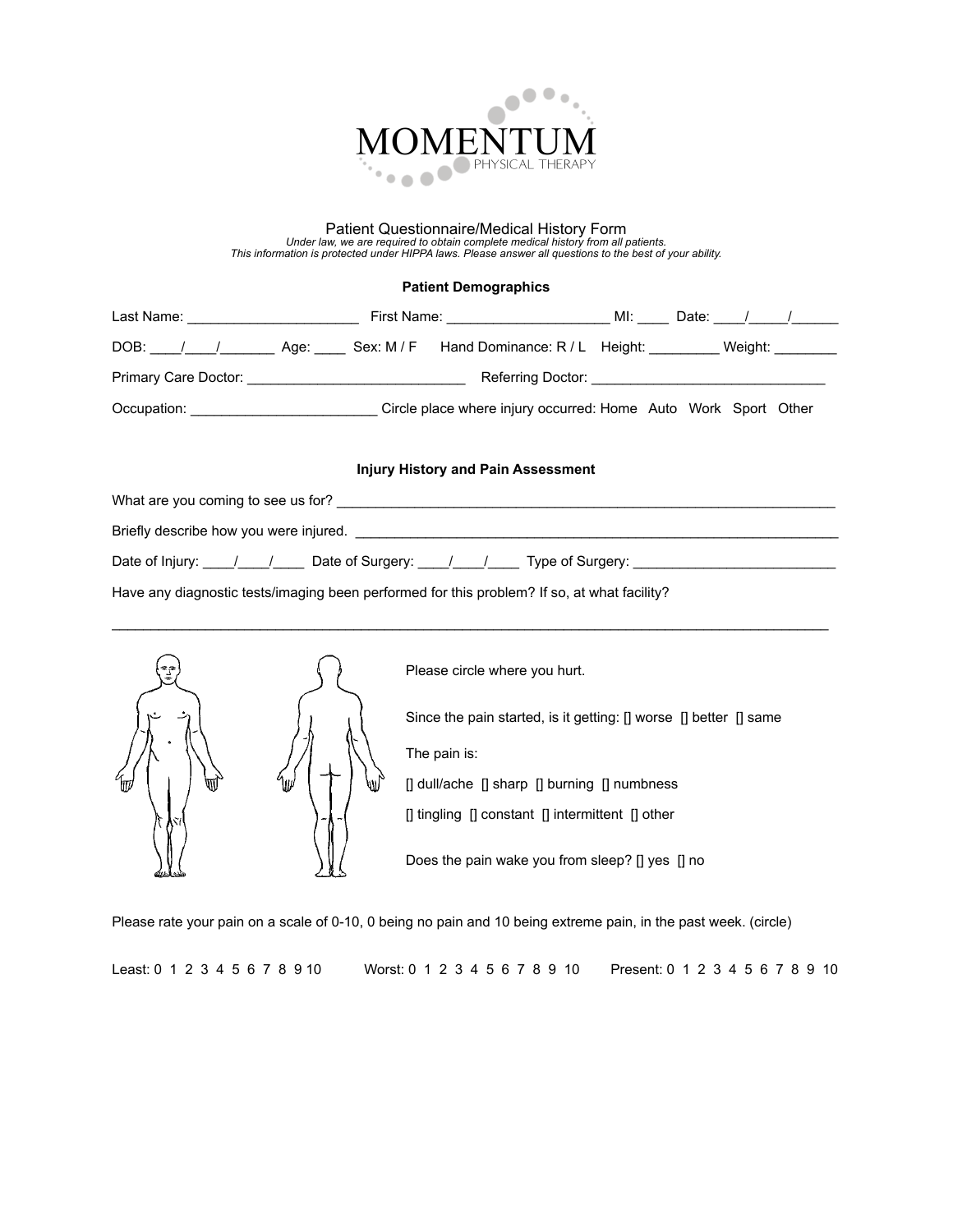MOMENTUM
PHYSICAL THERAPY

# Patient Questionnaire/Medical History Form

*Under law, we are required to obtain complete medical history from all patients.*
*This information is protected under HIPPA laws. Please answer all questions to the best of your ability.*

## Patient Demographics

Last Name: ______________________ First Name: _____________________ MI: ____ Date: ____/_____/______

DOB: ____/____/_______ Age: ____ Sex: M / F Hand Dominance: R / L Height: _________ Weight: ________

Primary Care Doctor: ____________________________ Referring Doctor: ______________________________

Occupation: ________________________ Circle place where injury occurred: Home Auto Work Sport Other

## Injury History and Pain Assessment

What are you coming to see us for? ____________________________________________________________________

Briefly describe how you were injured. __________________________________________________________________

Date of Injury: ____/____/____ Date of Surgery: ____/____/____ Type of Surgery: __________________________

Have any diagnostic tests/imaging been performed for this problem? If so, at what facility?

______________________________________________________________________________________________

Please circle where you hurt.

Since the pain started, is it getting: [] worse [] better [] same

The pain is:

[] dull/ache [] sharp [] burning [] numbness

[] tingling [] constant [] intermittent [] other

Does the pain wake you from sleep? [] yes [] no

Please rate your pain on a scale of 0-10, 0 being no pain and 10 being extreme pain, in the past week. (circle)

Least: 0 1 2 3 4 5 6 7 8 9 10 Worst: 0 1 2 3 4 5 6 7 8 9 10 Present: 0 1 2 3 4 5 6 7 8 9 10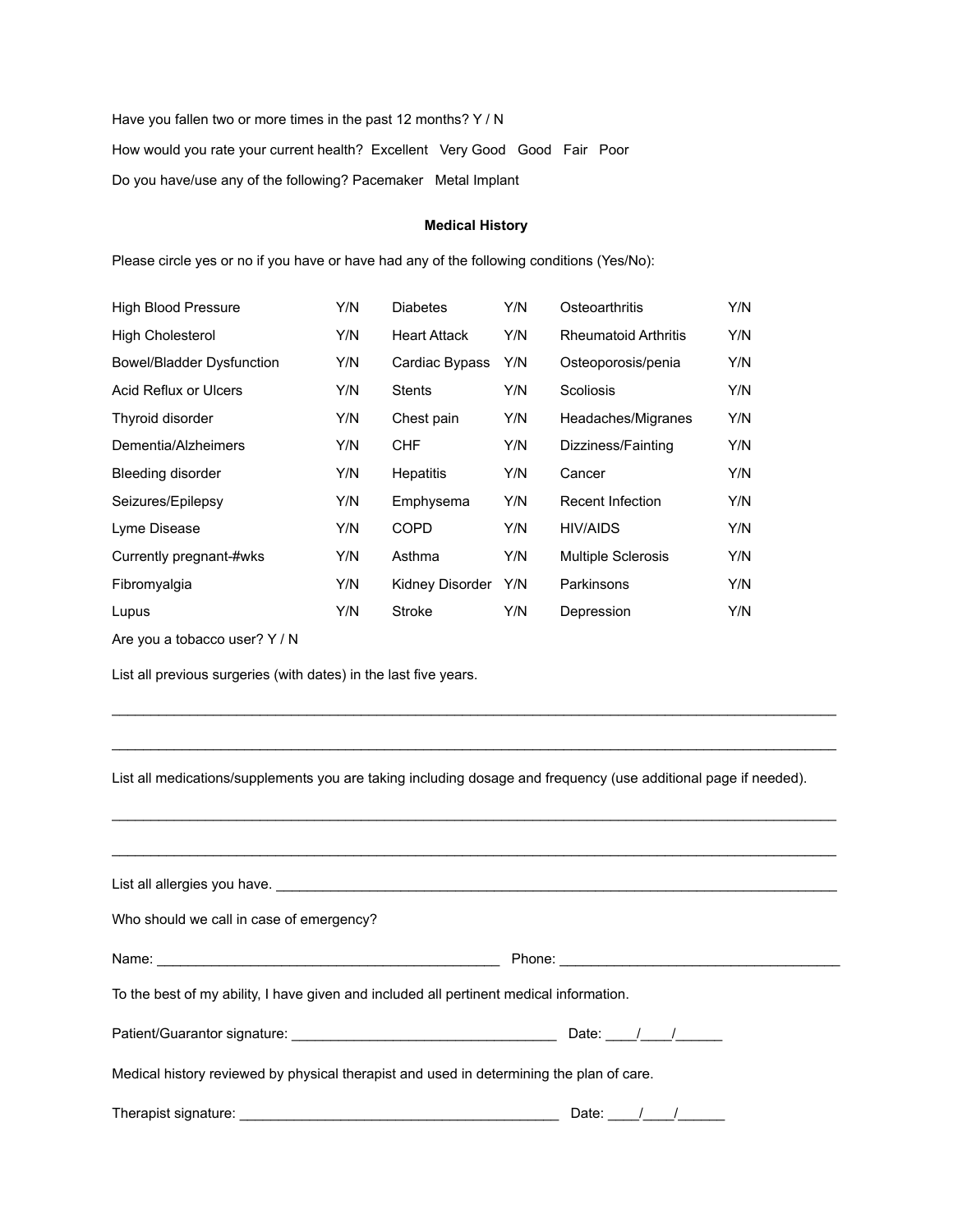Have you fallen two or more times in the past 12 months? Y / N

How would you rate your current health? Excellent Very Good Good Fair Poor

Do you have/use any of the following? Pacemaker Metal Implant

**Medical History**

Please circle yes or no if you have or have had any of the following conditions (Yes/No):

| | | | | | |
|---|---|---|---|---|---|
| High Blood Pressure | Y/N | Diabetes | Y/N | Osteoarthritis | Y/N |
| High Cholesterol | Y/N | Heart Attack | Y/N | Rheumatoid Arthritis | Y/N |
| Bowel/Bladder Dysfunction | Y/N | Cardiac Bypass | Y/N | Osteoporosis/penia | Y/N |
| Acid Reflux or Ulcers | Y/N | Stents | Y/N | Scoliosis | Y/N |
| Thyroid disorder | Y/N | Chest pain | Y/N | Headaches/Migranes | Y/N |
| Dementia/Alzheimers | Y/N | CHF | Y/N | Dizziness/Fainting | Y/N |
| Bleeding disorder | Y/N | Hepatitis | Y/N | Cancer | Y/N |
| Seizures/Epilepsy | Y/N | Emphysema | Y/N | Recent Infection | Y/N |
| Lyme Disease | Y/N | COPD | Y/N | HIV/AIDS | Y/N |
| Currently pregnant-#wks | Y/N | Asthma | Y/N | Multiple Sclerosis | Y/N |
| Fibromyalgia | Y/N | Kidney Disorder | Y/N | Parkinsons | Y/N |
| Lupus | Y/N | Stroke | Y/N | Depression | Y/N |

Are you a tobacco user? Y / N

List all previous surgeries (with dates) in the last five years.

_______________________________________________________________________________________

_______________________________________________________________________________________

List all medications/supplements you are taking including dosage and frequency (use additional page if needed).

_______________________________________________________________________________________

_______________________________________________________________________________________

List all allergies you have. ______________________________________________________________

Who should we call in case of emergency?

Name: ________________________________________ Phone: __________________________________

To the best of my ability, I have given and included all pertinent medical information.

Patient/Guarantor signature: ________________________________ Date: ____/____/______

Medical history reviewed by physical therapist and used in determining the plan of care.

Therapist signature: ______________________________________ Date: ____/____/______